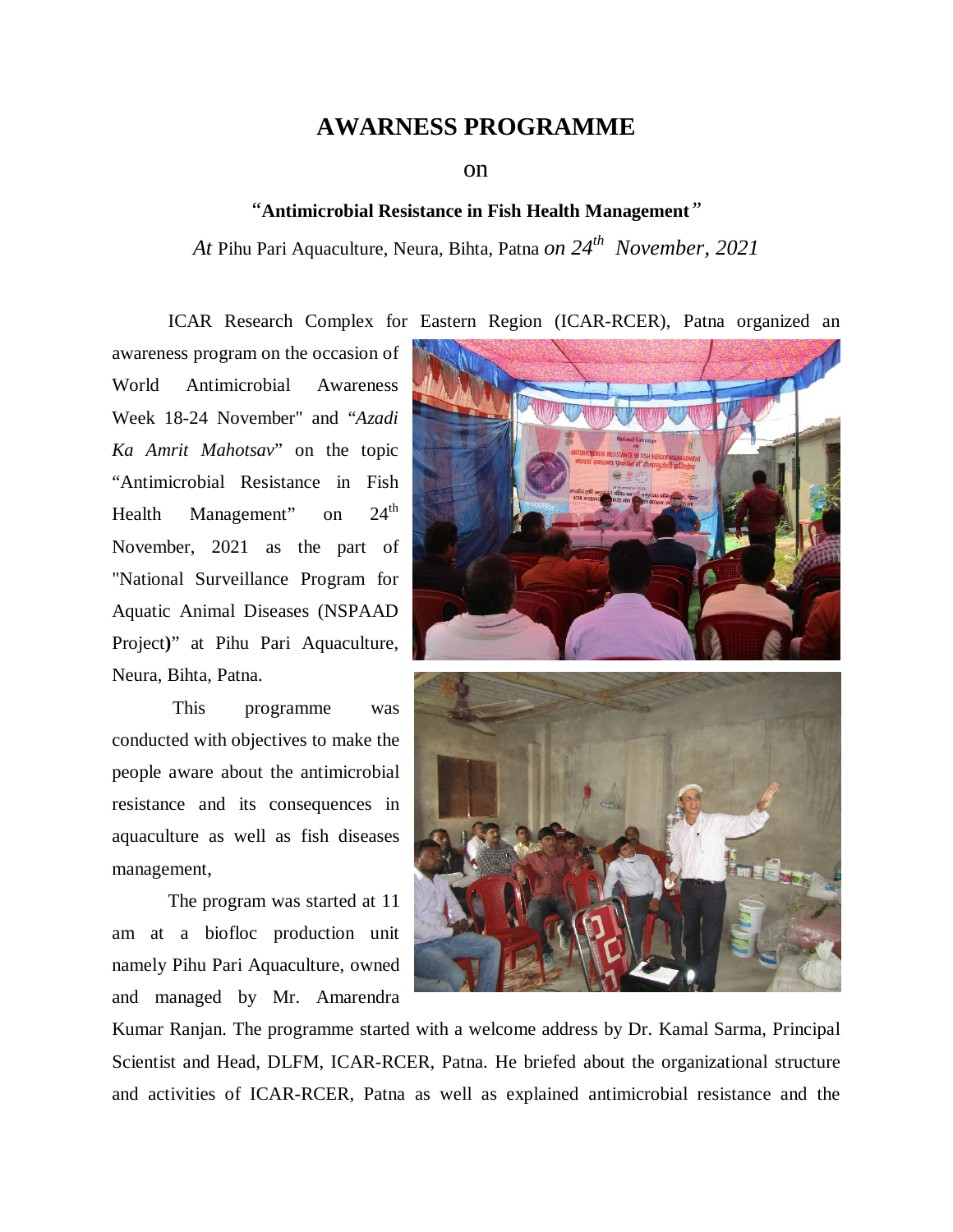# AWARNESS PROGRAMME

on

**"Antimicrobial Resistance in Fish Health Management"**

*At* Pihu Pari Aquaculture, Neura, Bihta, Patna *on 24th November, 2021*

ICAR Research Complex for Eastern Region (ICAR-RCER), Patna organized an awareness program on the occasion of World Antimicrobial Awareness Week 18-24 November" and "*Azadi Ka Amrit Mahotsav*" on the topic "Antimicrobial Resistance in Fish Health Management" on 24th November, 2021 as the part of "National Surveillance Program for Aquatic Animal Diseases (NSPAAD Project**)**" at Pihu Pari Aquaculture, Neura, Bihta, Patna.

This programme was conducted with objectives to make the people aware about the antimicrobial resistance and its consequences in aquaculture as well as fish diseases management,

The program was started at 11 am at a biofloc production unit namely Pihu Pari Aquaculture, owned and managed by Mr. Amarendra Kumar Ranjan. The programme started with a welcome address by Dr. Kamal Sarma, Principal Scientist and Head, DLFM, ICAR-RCER, Patna. He briefed about the organizational structure and activities of ICAR-RCER, Patna as well as explained antimicrobial resistance and the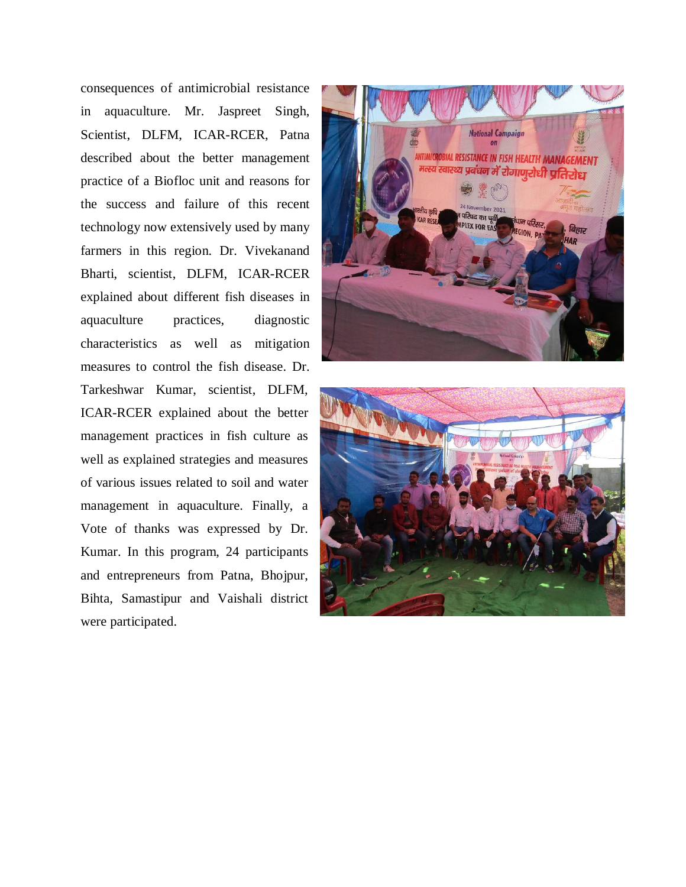consequences of antimicrobial resistance in aquaculture. Mr. Jaspreet Singh, Scientist, DLFM, ICAR-RCER, Patna described about the better management practice of a Biofloc unit and reasons for the success and failure of this recent technology now extensively used by many farmers in this region. Dr. Vivekanand Bharti, scientist, DLFM, ICAR-RCER explained about different fish diseases in aquaculture practices, diagnostic characteristics as well as mitigation measures to control the fish disease. Dr. Tarkeshwar Kumar, scientist, DLFM, ICAR-RCER explained about the better management practices in fish culture as well as explained strategies and measures of various issues related to soil and water management in aquaculture. Finally, a Vote of thanks was expressed by Dr. Kumar. In this program, 24 participants and entrepreneurs from Patna, Bhojpur, Bihta, Samastipur and Vaishali district were participated.